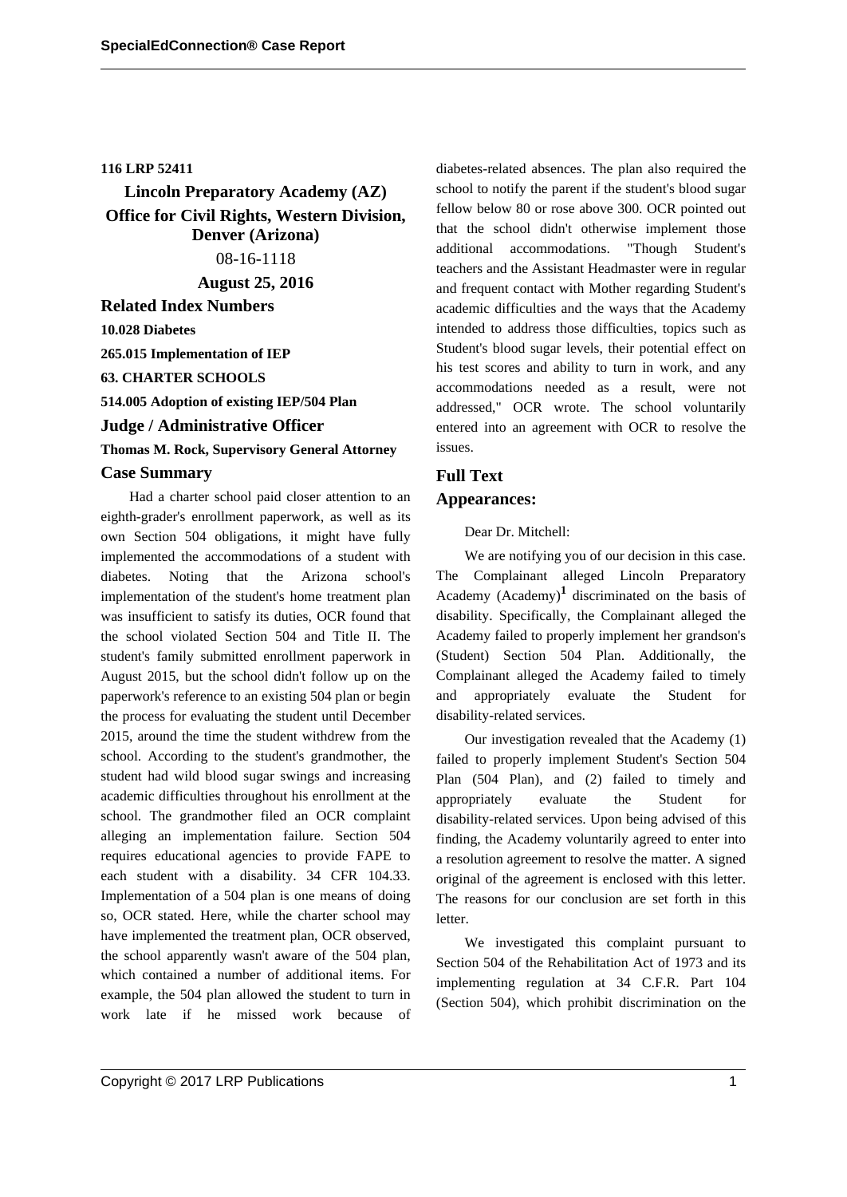**116 LRP 52411**

## Lincoln Preparatory Academy (AZ)

## Office for Civil Rights, Western Division, Denver (Arizona)

08-16-1118

**August 25, 2016**

### Related Index Numbers

**10.028 Diabetes**

**265.015 Implementation of IEP**

**63. CHARTER SCHOOLS**

**514.005 Adoption of existing IEP/504 Plan**

### Judge / Administrative Officer

**Thomas M. Rock, Supervisory General Attorney**

### Case Summary

Had a charter school paid closer attention to an eighth-grader's enrollment paperwork, as well as its own Section 504 obligations, it might have fully implemented the accommodations of a student with diabetes. Noting that the Arizona school's implementation of the student's home treatment plan was insufficient to satisfy its duties, OCR found that the school violated Section 504 and Title II. The student's family submitted enrollment paperwork in August 2015, but the school didn't follow up on the paperwork's reference to an existing 504 plan or begin the process for evaluating the student until December 2015, around the time the student withdrew from the school. According to the student's grandmother, the student had wild blood sugar swings and increasing academic difficulties throughout his enrollment at the school. The grandmother filed an OCR complaint alleging an implementation failure. Section 504 requires educational agencies to provide FAPE to each student with a disability. 34 CFR 104.33. Implementation of a 504 plan is one means of doing so, OCR stated. Here, while the charter school may have implemented the treatment plan, OCR observed, the school apparently wasn't aware of the 504 plan, which contained a number of additional items. For example, the 504 plan allowed the student to turn in work late if he missed work because of diabetes-related absences. The plan also required the school to notify the parent if the student's blood sugar fellow below 80 or rose above 300. OCR pointed out that the school didn't otherwise implement those additional accommodations. "Though Student's teachers and the Assistant Headmaster were in regular and frequent contact with Mother regarding Student's academic difficulties and the ways that the Academy intended to address those difficulties, topics such as Student's blood sugar levels, their potential effect on his test scores and ability to turn in work, and any accommodations needed as a result, were not addressed," OCR wrote. The school voluntarily entered into an agreement with OCR to resolve the issues.

### Full Text

### Appearances:

Dear Dr. Mitchell:

We are notifying you of our decision in this case. The Complainant alleged Lincoln Preparatory Academy (Academy)[1] discriminated on the basis of disability. Specifically, the Complainant alleged the Academy failed to properly implement her grandson's (Student) Section 504 Plan. Additionally, the Complainant alleged the Academy failed to timely and appropriately evaluate the Student for disability-related services.

Our investigation revealed that the Academy (1) failed to properly implement Student's Section 504 Plan (504 Plan), and (2) failed to timely and appropriately evaluate the Student for disability-related services. Upon being advised of this finding, the Academy voluntarily agreed to enter into a resolution agreement to resolve the matter. A signed original of the agreement is enclosed with this letter. The reasons for our conclusion are set forth in this letter.

We investigated this complaint pursuant to Section 504 of the Rehabilitation Act of 1973 and its implementing regulation at 34 C.F.R. Part 104 (Section 504), which prohibit discrimination on the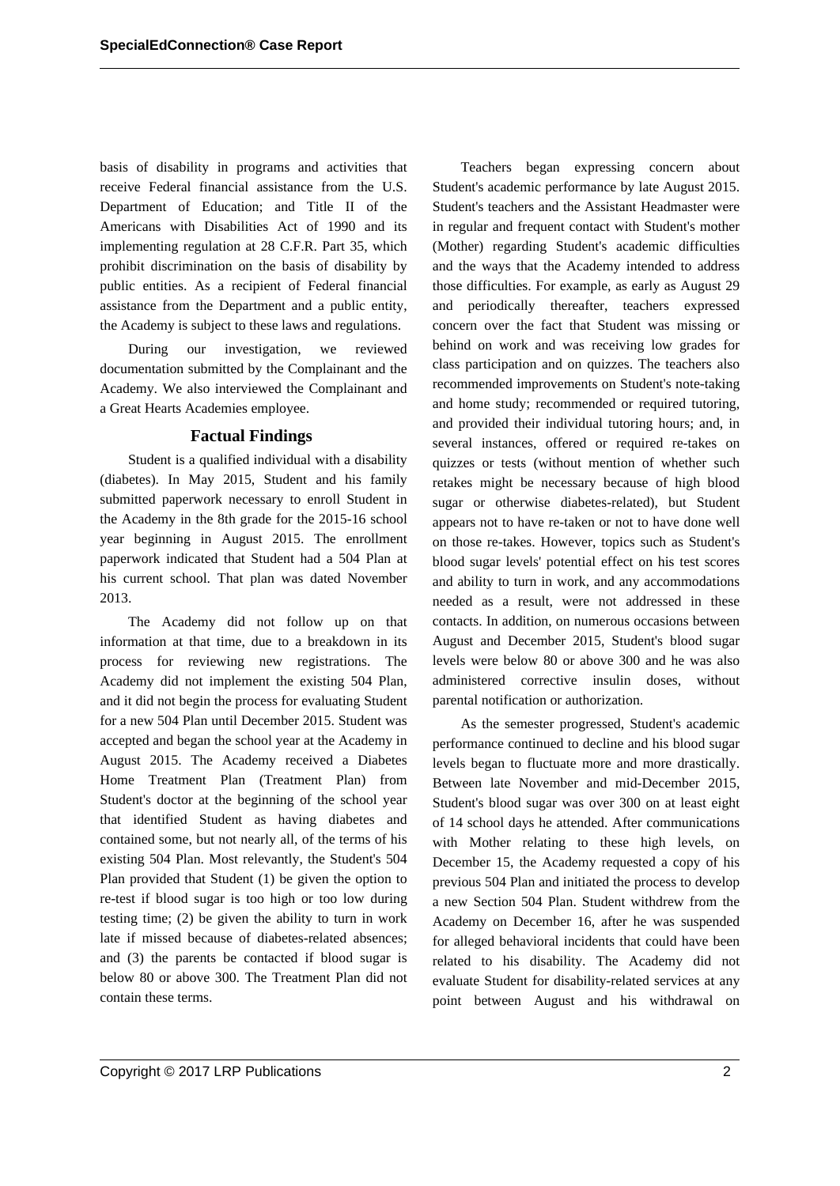basis of disability in programs and activities that receive Federal financial assistance from the U.S. Department of Education; and Title II of the Americans with Disabilities Act of 1990 and its implementing regulation at 28 C.F.R. Part 35, which prohibit discrimination on the basis of disability by public entities. As a recipient of Federal financial assistance from the Department and a public entity, the Academy is subject to these laws and regulations.

During our investigation, we reviewed documentation submitted by the Complainant and the Academy. We also interviewed the Complainant and a Great Hearts Academies employee.

## Factual Findings

Student is a qualified individual with a disability (diabetes). In May 2015, Student and his family submitted paperwork necessary to enroll Student in the Academy in the 8th grade for the 2015-16 school year beginning in August 2015. The enrollment paperwork indicated that Student had a 504 Plan at his current school. That plan was dated November 2013.

The Academy did not follow up on that information at that time, due to a breakdown in its process for reviewing new registrations. The Academy did not implement the existing 504 Plan, and it did not begin the process for evaluating Student for a new 504 Plan until December 2015. Student was accepted and began the school year at the Academy in August 2015. The Academy received a Diabetes Home Treatment Plan (Treatment Plan) from Student's doctor at the beginning of the school year that identified Student as having diabetes and contained some, but not nearly all, of the terms of his existing 504 Plan. Most relevantly, the Student's 504 Plan provided that Student (1) be given the option to re-test if blood sugar is too high or too low during testing time; (2) be given the ability to turn in work late if missed because of diabetes-related absences; and (3) the parents be contacted if blood sugar is below 80 or above 300. The Treatment Plan did not contain these terms.

Teachers began expressing concern about Student's academic performance by late August 2015. Student's teachers and the Assistant Headmaster were in regular and frequent contact with Student's mother (Mother) regarding Student's academic difficulties and the ways that the Academy intended to address those difficulties. For example, as early as August 29 and periodically thereafter, teachers expressed concern over the fact that Student was missing or behind on work and was receiving low grades for class participation and on quizzes. The teachers also recommended improvements on Student's note-taking and home study; recommended or required tutoring, and provided their individual tutoring hours; and, in several instances, offered or required re-takes on quizzes or tests (without mention of whether such retakes might be necessary because of high blood sugar or otherwise diabetes-related), but Student appears not to have re-taken or not to have done well on those re-takes. However, topics such as Student's blood sugar levels' potential effect on his test scores and ability to turn in work, and any accommodations needed as a result, were not addressed in these contacts. In addition, on numerous occasions between August and December 2015, Student's blood sugar levels were below 80 or above 300 and he was also administered corrective insulin doses, without parental notification or authorization.

As the semester progressed, Student's academic performance continued to decline and his blood sugar levels began to fluctuate more and more drastically. Between late November and mid-December 2015, Student's blood sugar was over 300 on at least eight of 14 school days he attended. After communications with Mother relating to these high levels, on December 15, the Academy requested a copy of his previous 504 Plan and initiated the process to develop a new Section 504 Plan. Student withdrew from the Academy on December 16, after he was suspended for alleged behavioral incidents that could have been related to his disability. The Academy did not evaluate Student for disability-related services at any point between August and his withdrawal on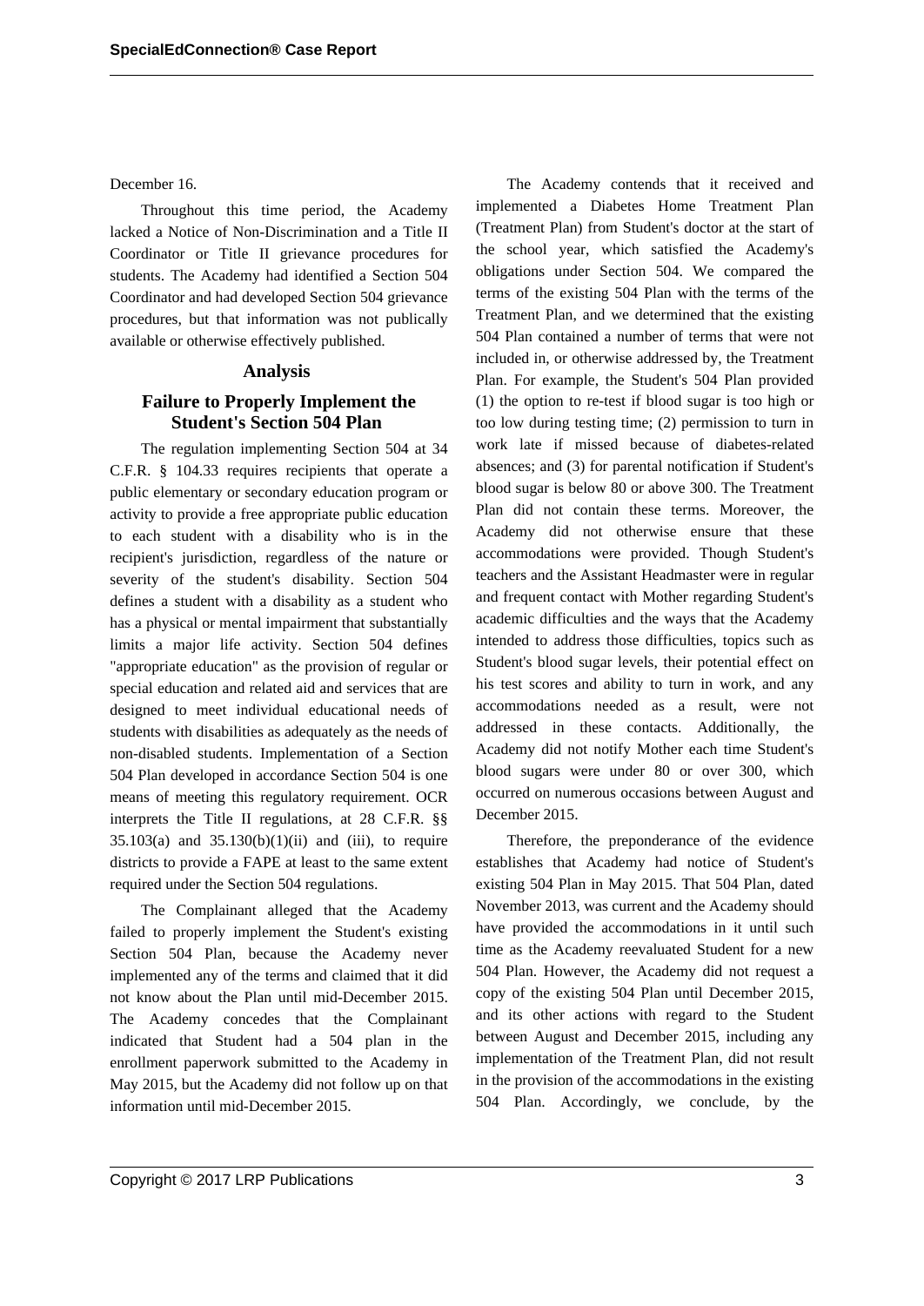December 16.

Throughout this time period, the Academy lacked a Notice of Non-Discrimination and a Title II Coordinator or Title II grievance procedures for students. The Academy had identified a Section 504 Coordinator and had developed Section 504 grievance procedures, but that information was not publically available or otherwise effectively published.

## Analysis

### Failure to Properly Implement the Student's Section 504 Plan

The regulation implementing Section 504 at 34 C.F.R. § 104.33 requires recipients that operate a public elementary or secondary education program or activity to provide a free appropriate public education to each student with a disability who is in the recipient's jurisdiction, regardless of the nature or severity of the student's disability. Section 504 defines a student with a disability as a student who has a physical or mental impairment that substantially limits a major life activity. Section 504 defines "appropriate education" as the provision of regular or special education and related aid and services that are designed to meet individual educational needs of students with disabilities as adequately as the needs of non-disabled students. Implementation of a Section 504 Plan developed in accordance Section 504 is one means of meeting this regulatory requirement. OCR interprets the Title II regulations, at 28 C.F.R. §§ 35.103(a) and 35.130(b)(1)(ii) and (iii), to require districts to provide a FAPE at least to the same extent required under the Section 504 regulations.

The Complainant alleged that the Academy failed to properly implement the Student's existing Section 504 Plan, because the Academy never implemented any of the terms and claimed that it did not know about the Plan until mid-December 2015. The Academy concedes that the Complainant indicated that Student had a 504 plan in the enrollment paperwork submitted to the Academy in May 2015, but the Academy did not follow up on that information until mid-December 2015.

The Academy contends that it received and implemented a Diabetes Home Treatment Plan (Treatment Plan) from Student's doctor at the start of the school year, which satisfied the Academy's obligations under Section 504. We compared the terms of the existing 504 Plan with the terms of the Treatment Plan, and we determined that the existing 504 Plan contained a number of terms that were not included in, or otherwise addressed by, the Treatment Plan. For example, the Student's 504 Plan provided (1) the option to re-test if blood sugar is too high or too low during testing time; (2) permission to turn in work late if missed because of diabetes-related absences; and (3) for parental notification if Student's blood sugar is below 80 or above 300. The Treatment Plan did not contain these terms. Moreover, the Academy did not otherwise ensure that these accommodations were provided. Though Student's teachers and the Assistant Headmaster were in regular and frequent contact with Mother regarding Student's academic difficulties and the ways that the Academy intended to address those difficulties, topics such as Student's blood sugar levels, their potential effect on his test scores and ability to turn in work, and any accommodations needed as a result, were not addressed in these contacts. Additionally, the Academy did not notify Mother each time Student's blood sugars were under 80 or over 300, which occurred on numerous occasions between August and December 2015.

Therefore, the preponderance of the evidence establishes that Academy had notice of Student's existing 504 Plan in May 2015. That 504 Plan, dated November 2013, was current and the Academy should have provided the accommodations in it until such time as the Academy reevaluated Student for a new 504 Plan. However, the Academy did not request a copy of the existing 504 Plan until December 2015, and its other actions with regard to the Student between August and December 2015, including any implementation of the Treatment Plan, did not result in the provision of the accommodations in the existing 504 Plan. Accordingly, we conclude, by the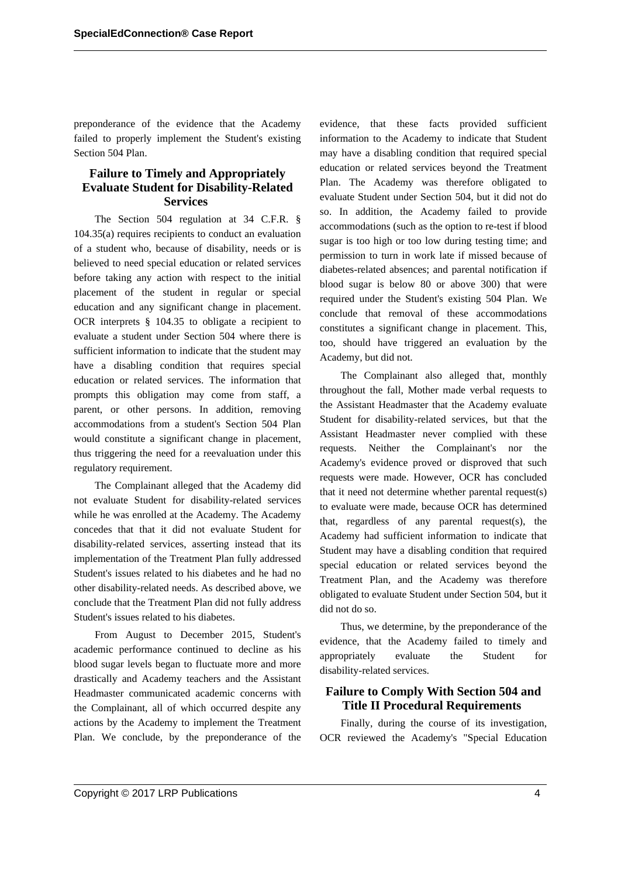preponderance of the evidence that the Academy failed to properly implement the Student's existing Section 504 Plan.

## Failure to Timely and Appropriately Evaluate Student for Disability-Related Services

The Section 504 regulation at 34 C.F.R. § 104.35(a) requires recipients to conduct an evaluation of a student who, because of disability, needs or is believed to need special education or related services before taking any action with respect to the initial placement of the student in regular or special education and any significant change in placement. OCR interprets § 104.35 to obligate a recipient to evaluate a student under Section 504 where there is sufficient information to indicate that the student may have a disabling condition that requires special education or related services. The information that prompts this obligation may come from staff, a parent, or other persons. In addition, removing accommodations from a student's Section 504 Plan would constitute a significant change in placement, thus triggering the need for a reevaluation under this regulatory requirement.

The Complainant alleged that the Academy did not evaluate Student for disability-related services while he was enrolled at the Academy. The Academy concedes that that it did not evaluate Student for disability-related services, asserting instead that its implementation of the Treatment Plan fully addressed Student's issues related to his diabetes and he had no other disability-related needs. As described above, we conclude that the Treatment Plan did not fully address Student's issues related to his diabetes.

From August to December 2015, Student's academic performance continued to decline as his blood sugar levels began to fluctuate more and more drastically and Academy teachers and the Assistant Headmaster communicated academic concerns with the Complainant, all of which occurred despite any actions by the Academy to implement the Treatment Plan. We conclude, by the preponderance of the evidence, that these facts provided sufficient information to the Academy to indicate that Student may have a disabling condition that required special education or related services beyond the Treatment Plan. The Academy was therefore obligated to evaluate Student under Section 504, but it did not do so. In addition, the Academy failed to provide accommodations (such as the option to re-test if blood sugar is too high or too low during testing time; and permission to turn in work late if missed because of diabetes-related absences; and parental notification if blood sugar is below 80 or above 300) that were required under the Student's existing 504 Plan. We conclude that removal of these accommodations constitutes a significant change in placement. This, too, should have triggered an evaluation by the Academy, but did not.

The Complainant also alleged that, monthly throughout the fall, Mother made verbal requests to the Assistant Headmaster that the Academy evaluate Student for disability-related services, but that the Assistant Headmaster never complied with these requests. Neither the Complainant's nor the Academy's evidence proved or disproved that such requests were made. However, OCR has concluded that it need not determine whether parental request(s) to evaluate were made, because OCR has determined that, regardless of any parental request(s), the Academy had sufficient information to indicate that Student may have a disabling condition that required special education or related services beyond the Treatment Plan, and the Academy was therefore obligated to evaluate Student under Section 504, but it did not do so.

Thus, we determine, by the preponderance of the evidence, that the Academy failed to timely and appropriately evaluate the Student for disability-related services.

## Failure to Comply With Section 504 and Title II Procedural Requirements

Finally, during the course of its investigation, OCR reviewed the Academy's "Special Education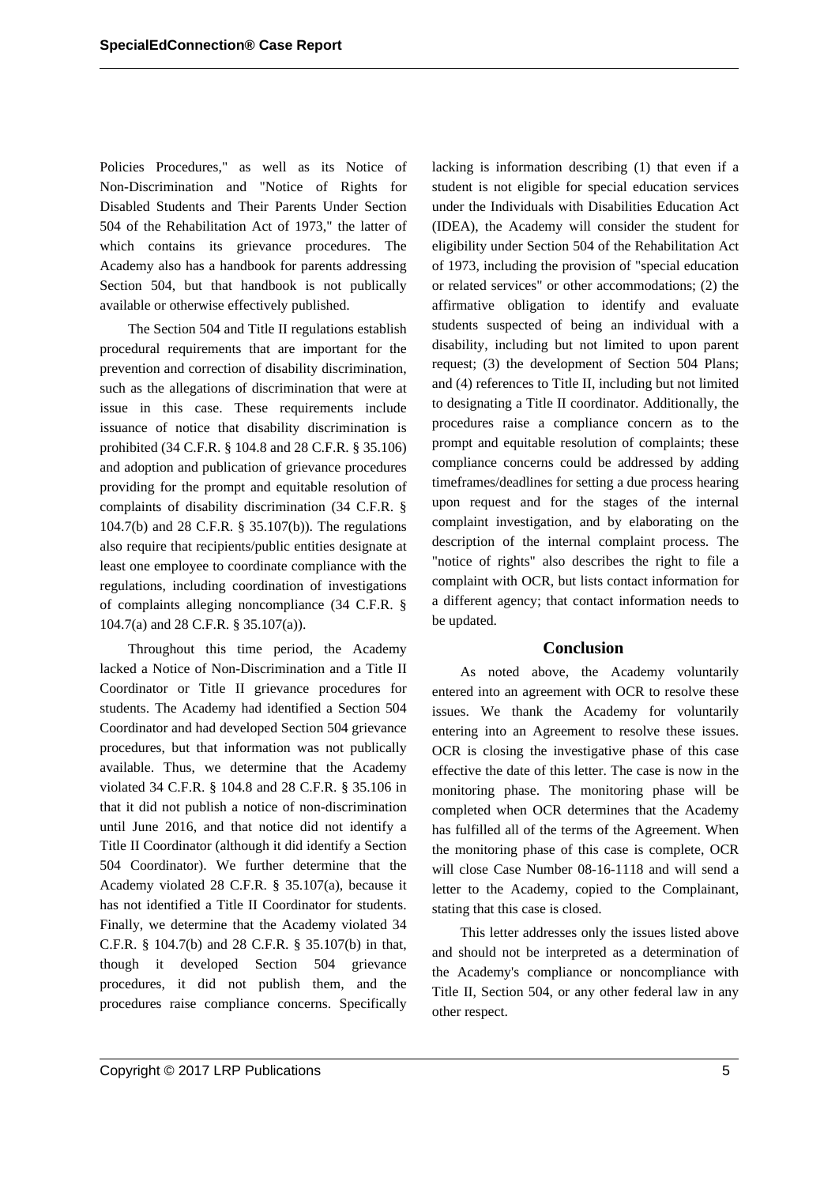Policies Procedures," as well as its Notice of Non-Discrimination and "Notice of Rights for Disabled Students and Their Parents Under Section 504 of the Rehabilitation Act of 1973," the latter of which contains its grievance procedures. The Academy also has a handbook for parents addressing Section 504, but that handbook is not publically available or otherwise effectively published.

The Section 504 and Title II regulations establish procedural requirements that are important for the prevention and correction of disability discrimination, such as the allegations of discrimination that were at issue in this case. These requirements include issuance of notice that disability discrimination is prohibited (34 C.F.R. § 104.8 and 28 C.F.R. § 35.106) and adoption and publication of grievance procedures providing for the prompt and equitable resolution of complaints of disability discrimination (34 C.F.R. § 104.7(b) and 28 C.F.R. § 35.107(b)). The regulations also require that recipients/public entities designate at least one employee to coordinate compliance with the regulations, including coordination of investigations of complaints alleging noncompliance (34 C.F.R. § 104.7(a) and 28 C.F.R. § 35.107(a)).

Throughout this time period, the Academy lacked a Notice of Non-Discrimination and a Title II Coordinator or Title II grievance procedures for students. The Academy had identified a Section 504 Coordinator and had developed Section 504 grievance procedures, but that information was not publically available. Thus, we determine that the Academy violated 34 C.F.R. § 104.8 and 28 C.F.R. § 35.106 in that it did not publish a notice of non-discrimination until June 2016, and that notice did not identify a Title II Coordinator (although it did identify a Section 504 Coordinator). We further determine that the Academy violated 28 C.F.R. § 35.107(a), because it has not identified a Title II Coordinator for students. Finally, we determine that the Academy violated 34 C.F.R. § 104.7(b) and 28 C.F.R. § 35.107(b) in that, though it developed Section 504 grievance procedures, it did not publish them, and the procedures raise compliance concerns. Specifically lacking is information describing (1) that even if a student is not eligible for special education services under the Individuals with Disabilities Education Act (IDEA), the Academy will consider the student for eligibility under Section 504 of the Rehabilitation Act of 1973, including the provision of "special education or related services" or other accommodations; (2) the affirmative obligation to identify and evaluate students suspected of being an individual with a disability, including but not limited to upon parent request; (3) the development of Section 504 Plans; and (4) references to Title II, including but not limited to designating a Title II coordinator. Additionally, the procedures raise a compliance concern as to the prompt and equitable resolution of complaints; these compliance concerns could be addressed by adding timeframes/deadlines for setting a due process hearing upon request and for the stages of the internal complaint investigation, and by elaborating on the description of the internal complaint process. The "notice of rights" also describes the right to file a complaint with OCR, but lists contact information for a different agency; that contact information needs to be updated.

## Conclusion

As noted above, the Academy voluntarily entered into an agreement with OCR to resolve these issues. We thank the Academy for voluntarily entering into an Agreement to resolve these issues. OCR is closing the investigative phase of this case effective the date of this letter. The case is now in the monitoring phase. The monitoring phase will be completed when OCR determines that the Academy has fulfilled all of the terms of the Agreement. When the monitoring phase of this case is complete, OCR will close Case Number 08-16-1118 and will send a letter to the Academy, copied to the Complainant, stating that this case is closed.

This letter addresses only the issues listed above and should not be interpreted as a determination of the Academy's compliance or noncompliance with Title II, Section 504, or any other federal law in any other respect.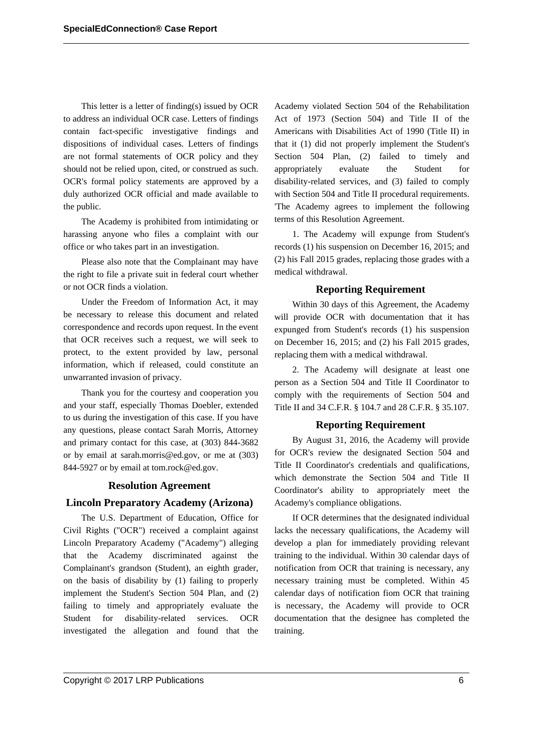This letter is a letter of finding(s) issued by OCR to address an individual OCR case. Letters of findings contain fact-specific investigative findings and dispositions of individual cases. Letters of findings are not formal statements of OCR policy and they should not be relied upon, cited, or construed as such. OCR's formal policy statements are approved by a duly authorized OCR official and made available to the public.

The Academy is prohibited from intimidating or harassing anyone who files a complaint with our office or who takes part in an investigation.

Please also note that the Complainant may have the right to file a private suit in federal court whether or not OCR finds a violation.

Under the Freedom of Information Act, it may be necessary to release this document and related correspondence and records upon request. In the event that OCR receives such a request, we will seek to protect, to the extent provided by law, personal information, which if released, could constitute an unwarranted invasion of privacy.

Thank you for the courtesy and cooperation you and your staff, especially Thomas Doebler, extended to us during the investigation of this case. If you have any questions, please contact Sarah Morris, Attorney and primary contact for this case, at (303) 844-3682 or by email at sarah.morris@ed.gov, or me at (303) 844-5927 or by email at tom.rock@ed.gov.

## Resolution Agreement

## Lincoln Preparatory Academy (Arizona)

The U.S. Department of Education, Office for Civil Rights ("OCR") received a complaint against Lincoln Preparatory Academy ("Academy") alleging that the Academy discriminated against the Complainant's grandson (Student), an eighth grader, on the basis of disability by (1) failing to properly implement the Student's Section 504 Plan, and (2) failing to timely and appropriately evaluate the Student for disability-related services. OCR investigated the allegation and found that the Academy violated Section 504 of the Rehabilitation Act of 1973 (Section 504) and Title II of the Americans with Disabilities Act of 1990 (Title II) in that it (1) did not properly implement the Student's Section 504 Plan, (2) failed to timely and appropriately evaluate the Student for disability-related services, and (3) failed to comply with Section 504 and Title II procedural requirements. 'The Academy agrees to implement the following terms of this Resolution Agreement.

1. The Academy will expunge from Student's records (1) his suspension on December 16, 2015; and (2) his Fall 2015 grades, replacing those grades with a medical withdrawal.

### Reporting Requirement

Within 30 days of this Agreement, the Academy will provide OCR with documentation that it has expunged from Student's records (1) his suspension on December 16, 2015; and (2) his Fall 2015 grades, replacing them with a medical withdrawal.

2. The Academy will designate at least one person as a Section 504 and Title II Coordinator to comply with the requirements of Section 504 and Title II and 34 C.F.R. § 104.7 and 28 C.F.R. § 35.107.

### Reporting Requirement

By August 31, 2016, the Academy will provide for OCR's review the designated Section 504 and Title II Coordinator's credentials and qualifications, which demonstrate the Section 504 and Title II Coordinator's ability to appropriately meet the Academy's compliance obligations.

If OCR determines that the designated individual lacks the necessary qualifications, the Academy will develop a plan for immediately providing relevant training to the individual. Within 30 calendar days of notification from OCR that training is necessary, any necessary training must be completed. Within 45 calendar days of notification fiom OCR that training is necessary, the Academy will provide to OCR documentation that the designee has completed the training.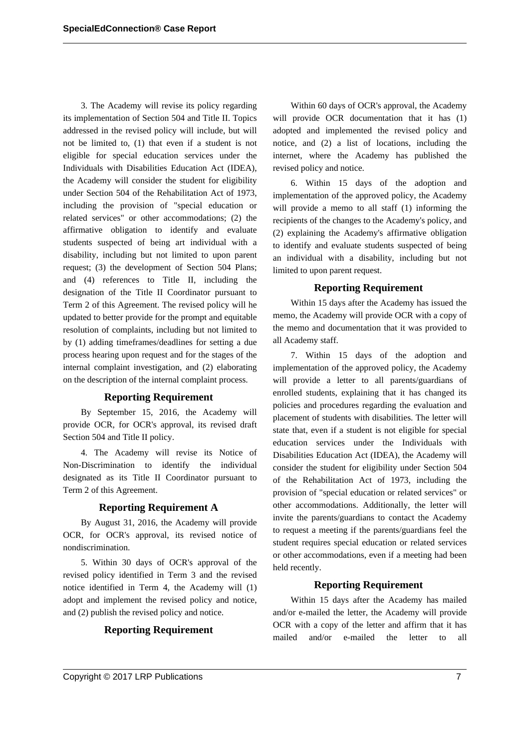3. The Academy will revise its policy regarding its implementation of Section 504 and Title II. Topics addressed in the revised policy will include, but will not be limited to, (1) that even if a student is not eligible for special education services under the Individuals with Disabilities Education Act (IDEA), the Academy will consider the student for eligibility under Section 504 of the Rehabilitation Act of 1973, including the provision of "special education or related services" or other accommodations; (2) the affirmative obligation to identify and evaluate students suspected of being art individual with a disability, including but not limited to upon parent request; (3) the development of Section 504 Plans; and (4) references to Title II, including the designation of the Title II Coordinator pursuant to Term 2 of this Agreement. The revised policy will he updated to better provide for the prompt and equitable resolution of complaints, including but not limited to by (1) adding timeframes/deadlines for setting a due process hearing upon request and for the stages of the internal complaint investigation, and (2) elaborating on the description of the internal complaint process.

### Reporting Requirement

By September 15, 2016, the Academy will provide OCR, for OCR's approval, its revised draft Section 504 and Title II policy.

4. The Academy will revise its Notice of Non-Discrimination to identify the individual designated as its Title II Coordinator pursuant to Term 2 of this Agreement.

### Reporting Requirement A

By August 31, 2016, the Academy will provide OCR, for OCR's approval, its revised notice of nondiscrimination.

5. Within 30 days of OCR's approval of the revised policy identified in Term 3 and the revised notice identified in Term 4, the Academy will (1) adopt and implement the revised policy and notice, and (2) publish the revised policy and notice.

### Reporting Requirement

Within 60 days of OCR's approval, the Academy will provide OCR documentation that it has (1) adopted and implemented the revised policy and notice, and (2) a list of locations, including the internet, where the Academy has published the revised policy and notice.

6. Within 15 days of the adoption and implementation of the approved policy, the Academy will provide a memo to all staff (1) informing the recipients of the changes to the Academy's policy, and (2) explaining the Academy's affirmative obligation to identify and evaluate students suspected of being an individual with a disability, including but not limited to upon parent request.

### Reporting Requirement

Within 15 days after the Academy has issued the memo, the Academy will provide OCR with a copy of the memo and documentation that it was provided to all Academy staff.

7. Within 15 days of the adoption and implementation of the approved policy, the Academy will provide a letter to all parents/guardians of enrolled students, explaining that it has changed its policies and procedures regarding the evaluation and placement of students with disabilities. The letter will state that, even if a student is not eligible for special education services under the Individuals with Disabilities Education Act (IDEA), the Academy will consider the student for eligibility under Section 504 of the Rehabilitation Act of 1973, including the provision of "special education or related services" or other accommodations. Additionally, the letter will invite the parents/guardians to contact the Academy to request a meeting if the parents/guardians feel the student requires special education or related services or other accommodations, even if a meeting had been held recently.

### Reporting Requirement

Within 15 days after the Academy has mailed and/or e-mailed the letter, the Academy will provide OCR with a copy of the letter and affirm that it has mailed and/or e-mailed the letter to all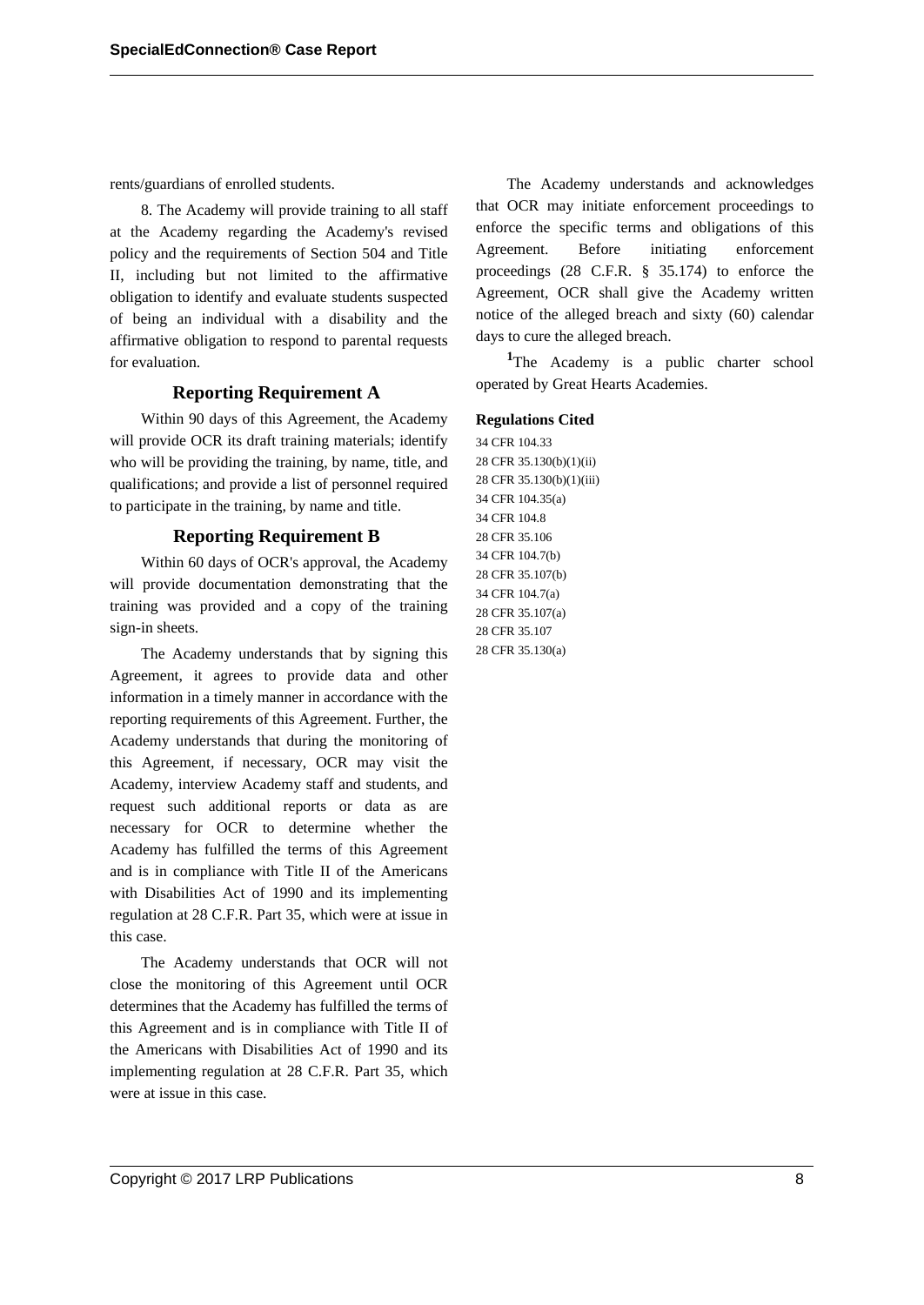rents/guardians of enrolled students.

8. The Academy will provide training to all staff at the Academy regarding the Academy's revised policy and the requirements of Section 504 and Title II, including but not limited to the affirmative obligation to identify and evaluate students suspected of being an individual with a disability and the affirmative obligation to respond to parental requests for evaluation.

### Reporting Requirement A

Within 90 days of this Agreement, the Academy will provide OCR its draft training materials; identify who will be providing the training, by name, title, and qualifications; and provide a list of personnel required to participate in the training, by name and title.

### Reporting Requirement B

Within 60 days of OCR's approval, the Academy will provide documentation demonstrating that the training was provided and a copy of the training sign-in sheets.

The Academy understands that by signing this Agreement, it agrees to provide data and other information in a timely manner in accordance with the reporting requirements of this Agreement. Further, the Academy understands that during the monitoring of this Agreement, if necessary, OCR may visit the Academy, interview Academy staff and students, and request such additional reports or data as are necessary for OCR to determine whether the Academy has fulfilled the terms of this Agreement and is in compliance with Title II of the Americans with Disabilities Act of 1990 and its implementing regulation at 28 C.F.R. Part 35, which were at issue in this case.

The Academy understands that OCR will not close the monitoring of this Agreement until OCR determines that the Academy has fulfilled the terms of this Agreement and is in compliance with Title II of the Americans with Disabilities Act of 1990 and its implementing regulation at 28 C.F.R. Part 35, which were at issue in this case.

The Academy understands and acknowledges that OCR may initiate enforcement proceedings to enforce the specific terms and obligations of this Agreement. Before initiating enforcement proceedings (28 C.F.R. § 35.174) to enforce the Agreement, OCR shall give the Academy written notice of the alleged breach and sixty (60) calendar days to cure the alleged breach.

[1]The Academy is a public charter school operated by Great Hearts Academies.

**Regulations Cited**

34 CFR 104.33
28 CFR 35.130(b)(1)(ii)
28 CFR 35.130(b)(1)(iii)
34 CFR 104.35(a)
34 CFR 104.8
28 CFR 35.106
34 CFR 104.7(b)
28 CFR 35.107(b)
34 CFR 104.7(a)
28 CFR 35.107(a)
28 CFR 35.107
28 CFR 35.130(a)